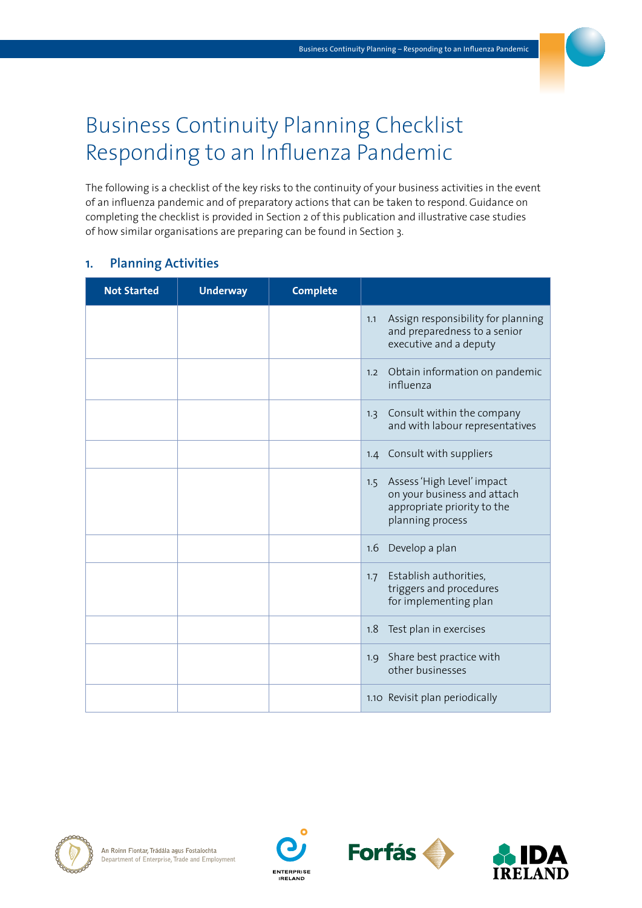# Business Continuity Planning Checklist Responding to an Influenza Pandemic

The following is a checklist of the key risks to the continuity of your business activities in the event of an influenza pandemic and of preparatory actions that can be taken to respond. Guidance on completing the checklist is provided in Section 2 of this publication and illustrative case studies of how similar organisations are preparing can be found in Section 3.

## 1. Planning Activities

| Not Started | Underway | Complete | |
|---|---|---|---|
| | | | 1.1 Assign responsibility for planning and preparedness to a senior executive and a deputy |
| | | | 1.2 Obtain information on pandemic influenza |
| | | | 1.3 Consult within the company and with labour representatives |
| | | | 1.4 Consult with suppliers |
| | | | 1.5 Assess 'High Level' impact on your business and attach appropriate priority to the planning process |
| | | | 1.6 Develop a plan |
| | | | 1.7 Establish authorities, triggers and procedures for implementing plan |
| | | | 1.8 Test plan in exercises |
| | | | 1.9 Share best practice with other businesses |
| | | | 1.10 Revisit plan periodically |

An Roinn Fiontar, Trádála agus Fostaíochta
Department of Enterprise, Trade and Employment

ENTERPRISE IRELAND

Forfás

IDA IRELAND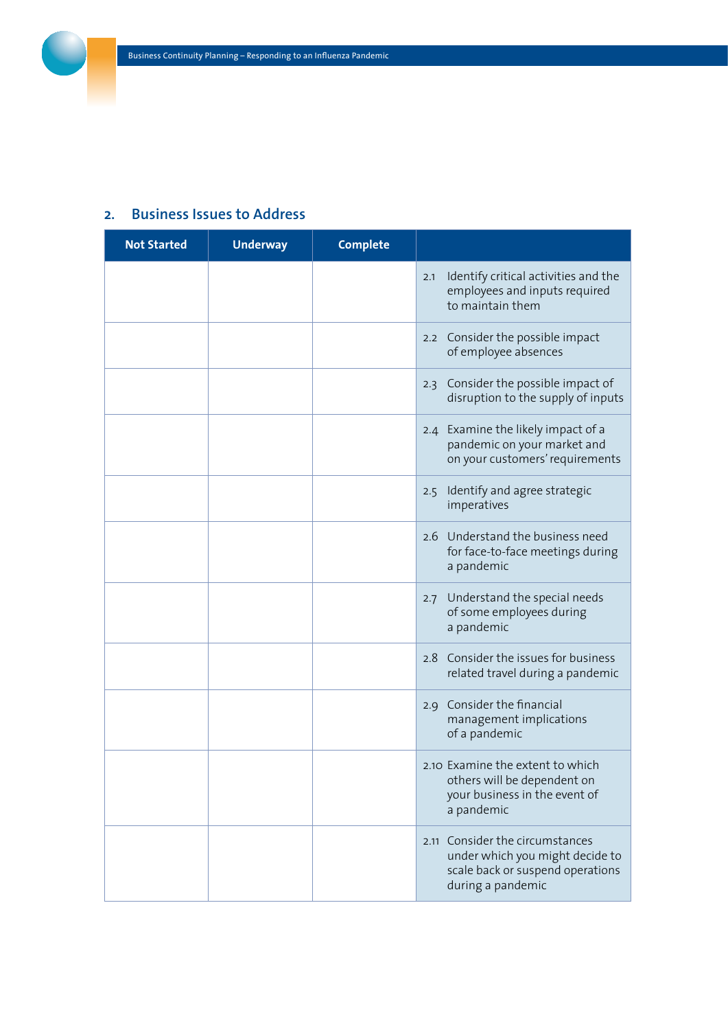## 2. Business Issues to Address

| Not Started | Underway | Complete | |
|---|---|---|---|
| | | | 2.1 Identify critical activities and the employees and inputs required to maintain them |
| | | | 2.2 Consider the possible impact of employee absences |
| | | | 2.3 Consider the possible impact of disruption to the supply of inputs |
| | | | 2.4 Examine the likely impact of a pandemic on your market and on your customers' requirements |
| | | | 2.5 Identify and agree strategic imperatives |
| | | | 2.6 Understand the business need for face-to-face meetings during a pandemic |
| | | | 2.7 Understand the special needs of some employees during a pandemic |
| | | | 2.8 Consider the issues for business related travel during a pandemic |
| | | | 2.9 Consider the financial management implications of a pandemic |
| | | | 2.10 Examine the extent to which others will be dependent on your business in the event of a pandemic |
| | | | 2.11 Consider the circumstances under which you might decide to scale back or suspend operations during a pandemic |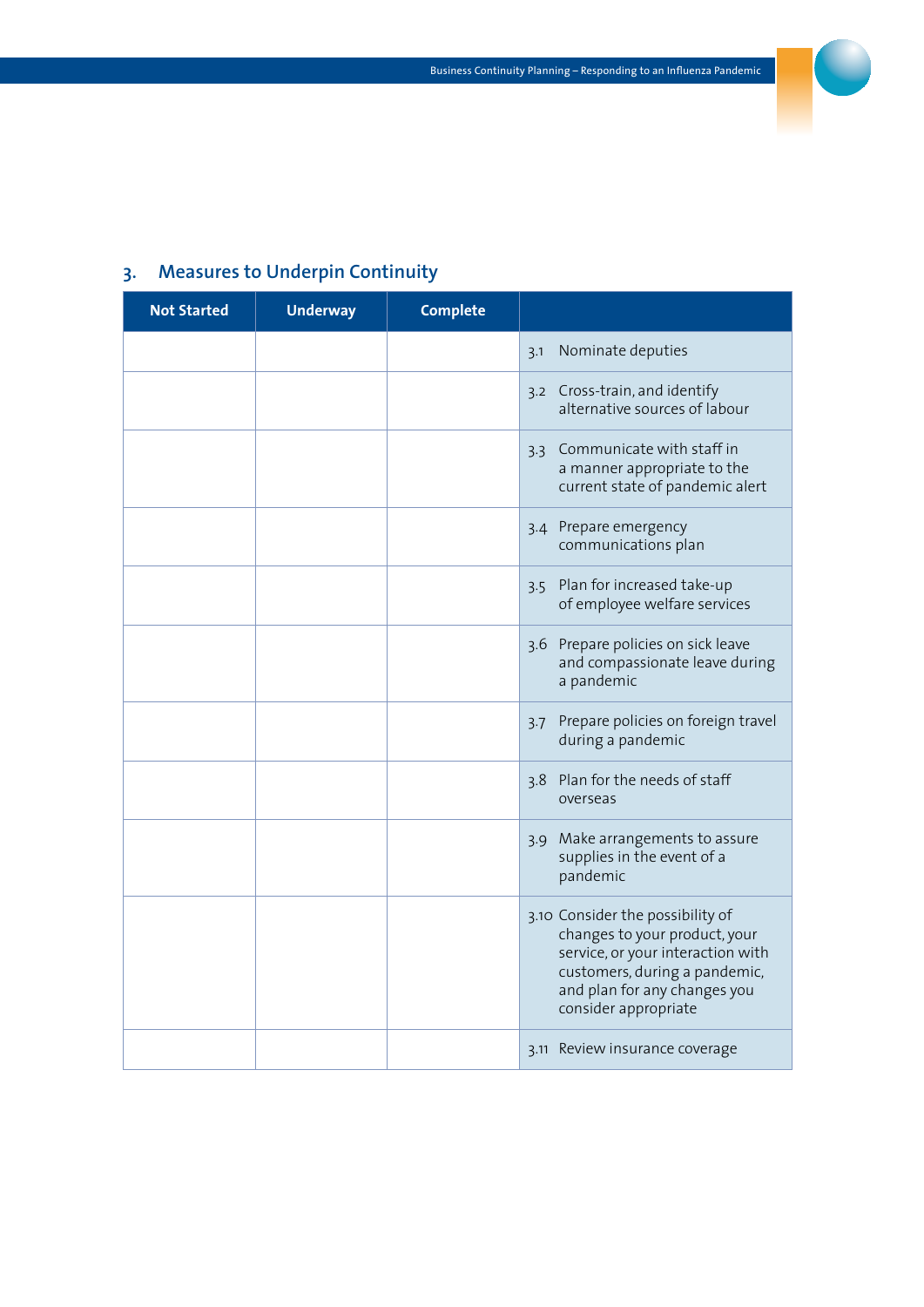## 3. Measures to Underpin Continuity

| Not Started | Underway | Complete | |
|---|---|---|---|
| | | | 3.1 Nominate deputies |
| | | | 3.2 Cross-train, and identify alternative sources of labour |
| | | | 3.3 Communicate with staff in a manner appropriate to the current state of pandemic alert |
| | | | 3.4 Prepare emergency communications plan |
| | | | 3.5 Plan for increased take-up of employee welfare services |
| | | | 3.6 Prepare policies on sick leave and compassionate leave during a pandemic |
| | | | 3.7 Prepare policies on foreign travel during a pandemic |
| | | | 3.8 Plan for the needs of staff overseas |
| | | | 3.9 Make arrangements to assure supplies in the event of a pandemic |
| | | | 3.10 Consider the possibility of changes to your product, your service, or your interaction with customers, during a pandemic, and plan for any changes you consider appropriate |
| | | | 3.11 Review insurance coverage |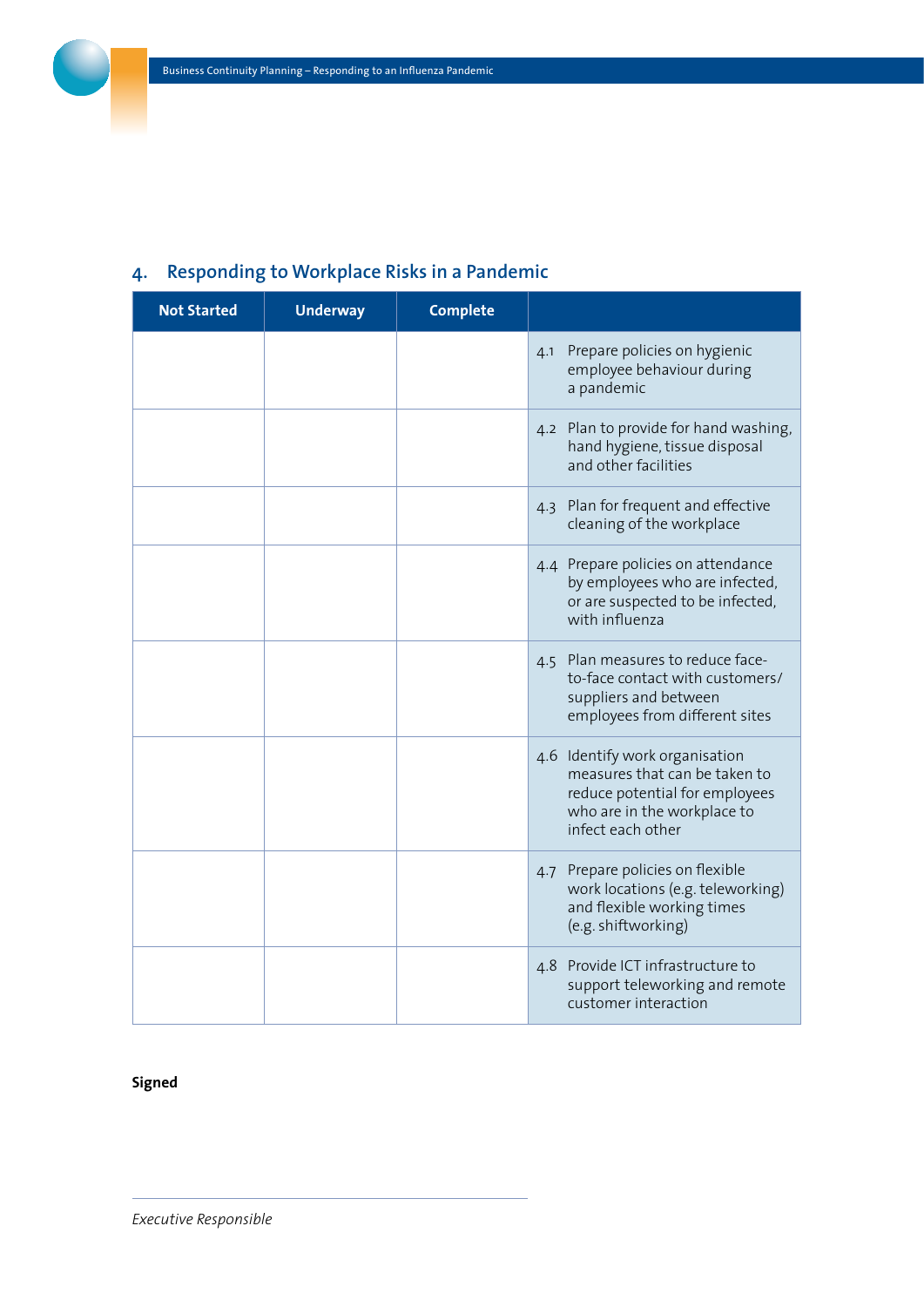## 4. Responding to Workplace Risks in a Pandemic

| Not Started | Underway | Complete | |
|---|---|---|---|
| | | | 4.1 Prepare policies on hygienic employee behaviour during a pandemic |
| | | | 4.2 Plan to provide for hand washing, hand hygiene, tissue disposal and other facilities |
| | | | 4.3 Plan for frequent and effective cleaning of the workplace |
| | | | 4.4 Prepare policies on attendance by employees who are infected, or are suspected to be infected, with influenza |
| | | | 4.5 Plan measures to reduce face-to-face contact with customers/suppliers and between employees from different sites |
| | | | 4.6 Identify work organisation measures that can be taken to reduce potential for employees who are in the workplace to infect each other |
| | | | 4.7 Prepare policies on flexible work locations (e.g. teleworking) and flexible working times (e.g. shiftworking) |
| | | | 4.8 Provide ICT infrastructure to support teleworking and remote customer interaction |

**Signed**

*Executive Responsible*